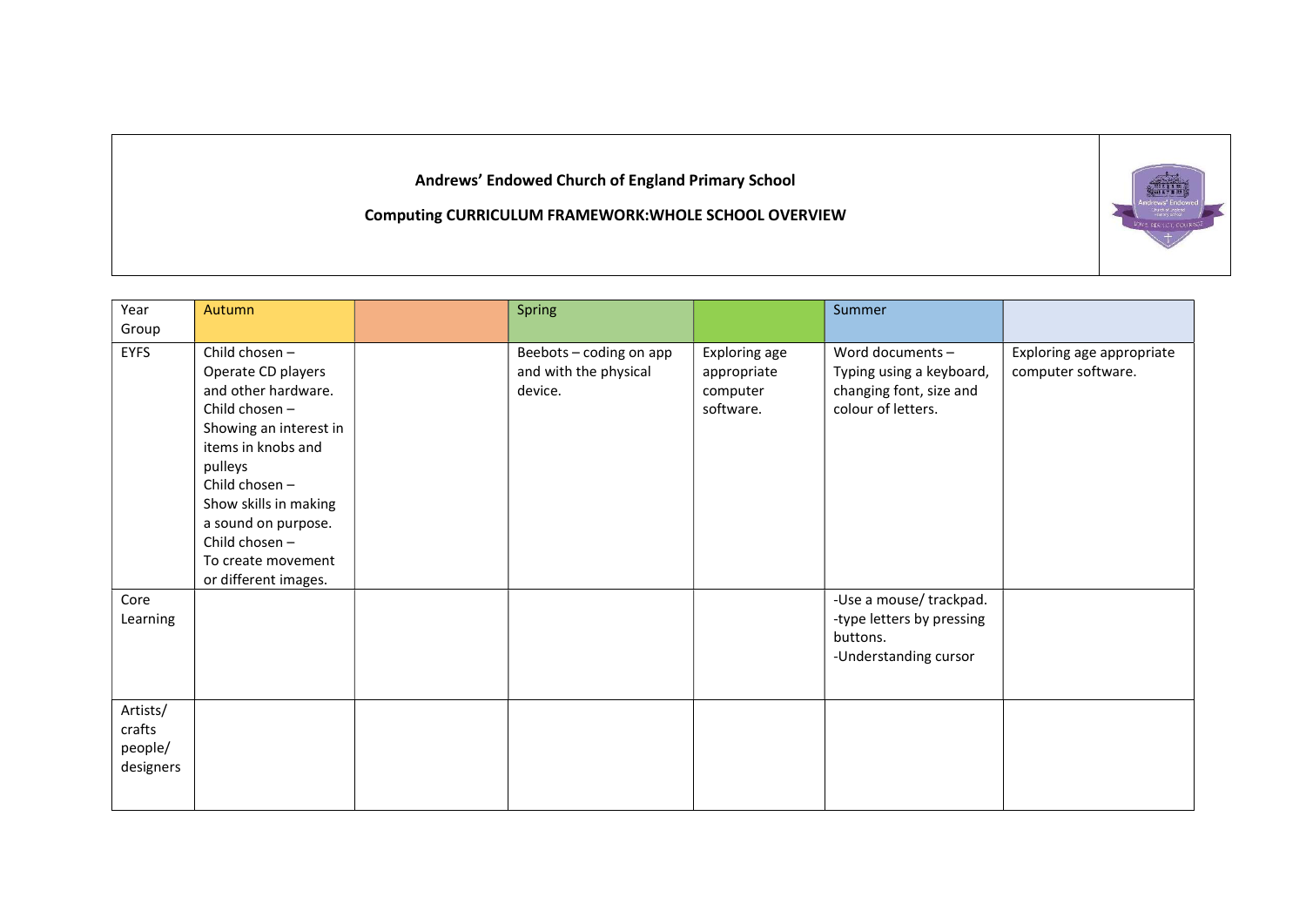**Andrews' Endowed Church of England Primary School**

**Computing CURRICULUM FRAMEWORK:WHOLE SCHOOL OVERVIEW**

| Year Group | Autumn | | Spring | | Summer | |
|---|---|---|---|---|---|---|
| EYFS | Child chosen – Operate CD players and other hardware. Child chosen – Showing an interest in items in knobs and pulleys Child chosen – Show skills in making a sound on purpose. Child chosen – To create movement or different images. | | Beebots – coding on app and with the physical device. | Exploring age appropriate computer software. | Word documents – Typing using a keyboard, changing font, size and colour of letters. | Exploring age appropriate computer software. |
| Core Learning | | | | | -Use a mouse/ trackpad. -type letters by pressing buttons. -Understanding cursor | |
| Artists/ crafts people/ designers | | | | | | |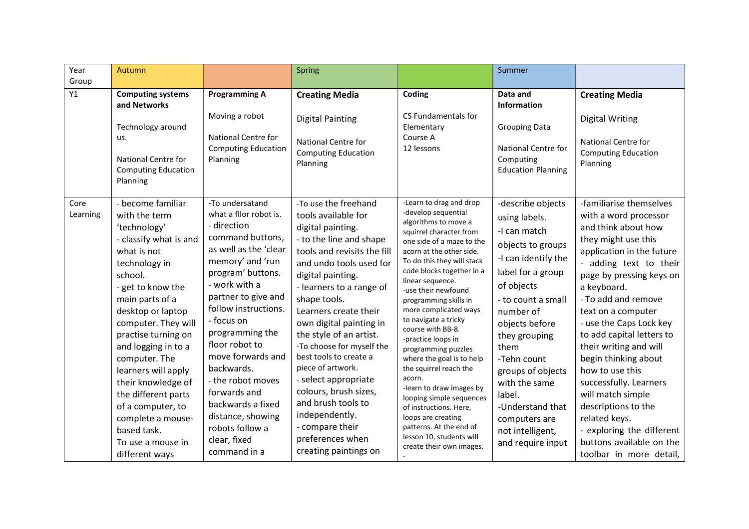| Year Group | Autumn | | Spring | | Summer | |
|---|---|---|---|---|---|---|
| Y1 | **Computing systems and Networks**<br><br>Technology around us.<br><br>National Centre for Computing Education Planning | **Programming A**<br><br>Moving a robot<br><br>National Centre for Computing Education Planning | **Creating Media**<br><br>Digital Painting<br><br>National Centre for Computing Education Planning | **Coding**<br><br>CS Fundamentals for Elementary<br>Course A<br>12 lessons | **Data and Information**<br><br>Grouping Data<br><br>National Centre for Computing Education Planning | **Creating Media**<br><br>Digital Writing<br><br>National Centre for Computing Education Planning |
| Core Learning | - become familiar with the term 'technology'<br>- classify what is and what is not technology in school.<br>- get to know the main parts of a desktop or laptop computer. They will practise turning on and logging in to a computer. The learners will apply their knowledge of the different parts of a computer, to complete a mouse-based task.<br>To use a mouse in different ways | -To undersatand what a fllor robot is.<br>- direction command buttons, as well as the 'clear memory' and 'run program' buttons.<br>- work with a partner to give and follow instructions.<br>- focus on programming the floor robot to move forwards and backwards.<br>- the robot moves forwards and backwards a fixed distance, showing robots follow a clear, fixed command in a | -To use the freehand tools available for digital painting.<br>- to the line and shape tools and revisits the fill and undo tools used for digital painting.<br>- learners to a range of shape tools.<br>Learners create their own digital painting in the style of an artist.<br>-To choose for myself the best tools to create a piece of artwork.<br>- select appropriate colours, brush sizes, and brush tools to independently.<br>- compare their preferences when creating paintings on | -Learn to drag and drop<br>-develop sequential algorithms to move a squirrel character from one side of a maze to the acorn at the other side. To do this they will stack code blocks together in a linear sequence.<br>-use their newfound programming skills in more complicated ways to navigate a tricky course with BB-8.<br>-practice loops in programming puzzles where the goal is to help the squirrel reach the acorn.<br>-learn to draw images by looping simple sequences of instructions. Here, loops are creating patterns. At the end of lesson 10, students will create their own images.<br>- | -describe objects using labels.<br>-I can match objects to groups<br>-I can identify the label for a group of objects<br>- to count a small number of objects before they grouping them<br>-Tehn count groups of objects with the same label.<br>-Understand that computers are not intelligent, and require input | -familiarise themselves with a word processor and think about how they might use this application in the future<br>- adding text to their page by pressing keys on a keyboard.<br>- To add and remove text on a computer<br>- use the Caps Lock key to add capital letters to their writing and will begin thinking about how to use this successfully. Learners will match simple descriptions to the related keys.<br>- exploring the different buttons available on the toolbar in more detail, |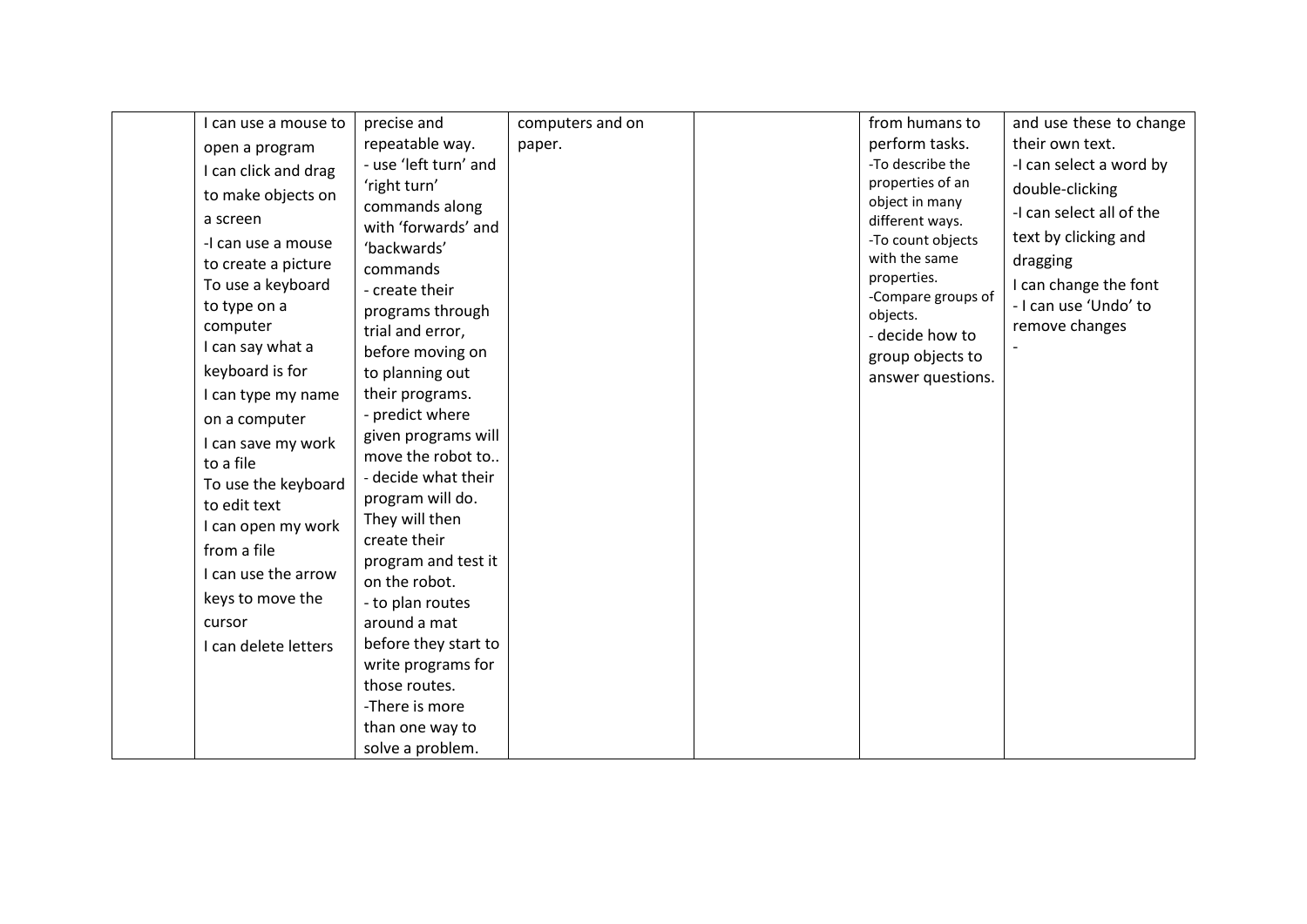|  |  |  |  |  |  |  |
|---|---|---|---|---|---|---|
|  | I can use a mouse to open a program<br>I can click and drag to make objects on a screen<br>-I can use a mouse to create a picture<br>To use a keyboard to type on a computer<br>I can say what a keyboard is for<br>I can type my name on a computer<br>I can save my work to a file<br>To use the keyboard to edit text<br>I can open my work from a file<br>I can use the arrow keys to move the cursor<br>I can delete letters | precise and repeatable way.<br>- use 'left turn' and 'right turn' commands along with 'forwards' and 'backwards' commands<br>- create their programs through trial and error, before moving on to planning out their programs.<br>- predict where given programs will move the robot to..<br>- decide what their program will do. They will then create their program and test it on the robot.<br>- to plan routes around a mat before they start to write programs for those routes.<br>-There is more than one way to solve a problem. | computers and on paper. |  | from humans to perform tasks.<br>-To describe the properties of an object in many different ways.<br>-To count objects with the same properties.<br>-Compare groups of objects.<br>- decide how to group objects to answer questions. | and use these to change their own text.<br>-I can select a word by double-clicking<br>-I can select all of the text by clicking and dragging<br>I can change the font<br>- I can use 'Undo' to remove changes<br>- |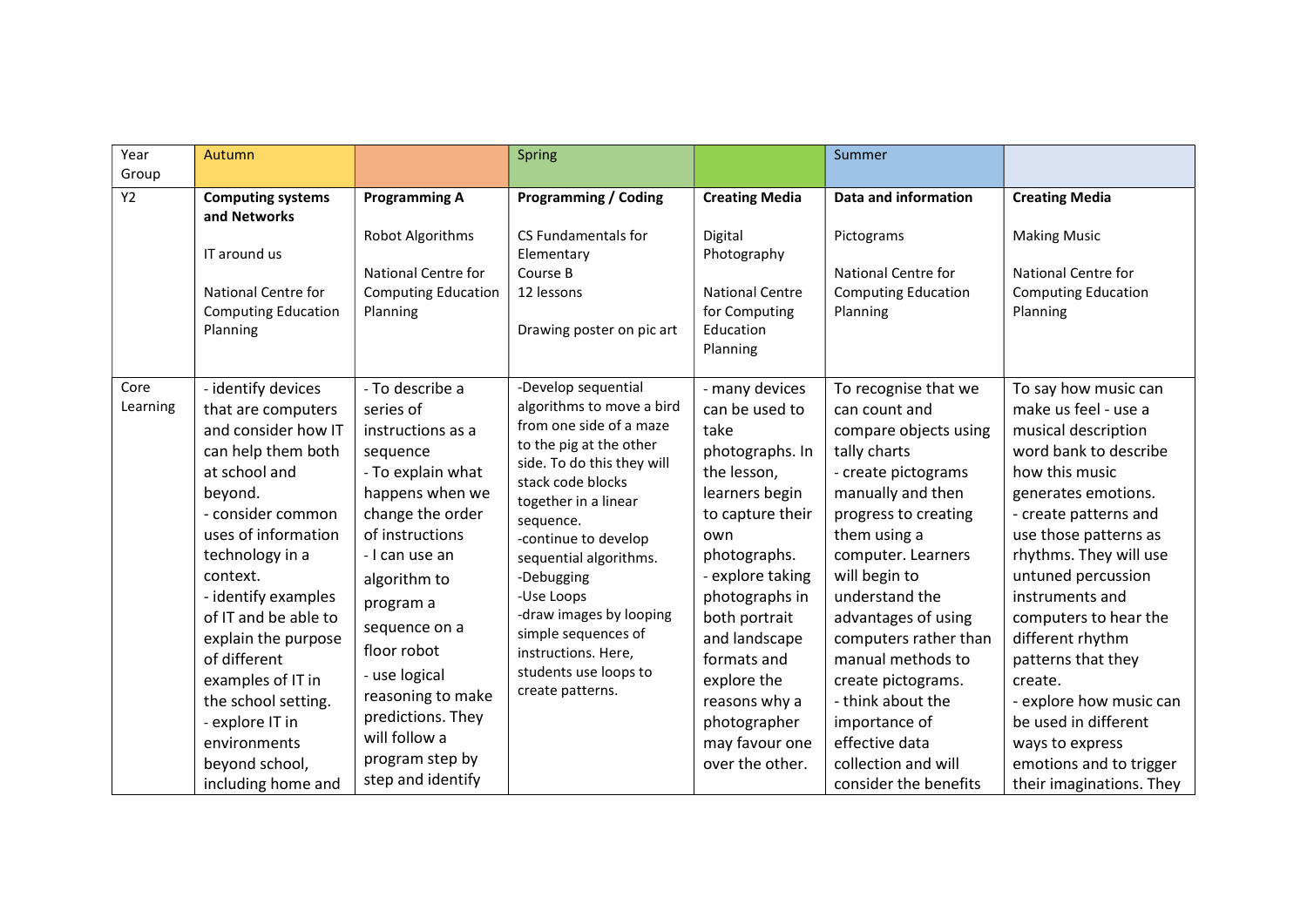| Year Group | Autumn | | Spring | | Summer | |
|---|---|---|---|---|---|---|
| Y2 | **Computing systems and Networks**<br><br>IT around us<br><br>National Centre for Computing Education Planning | **Programming A**<br><br>Robot Algorithms<br><br>National Centre for Computing Education Planning | **Programming / Coding**<br><br>CS Fundamentals for Elementary Course B 12 lessons<br><br>Drawing poster on pic art | **Creating Media**<br><br>Digital Photography<br><br>National Centre for Computing Education Planning | **Data and information**<br><br>Pictograms<br><br>National Centre for Computing Education Planning | **Creating Media**<br><br>Making Music<br><br>National Centre for Computing Education Planning |
| Core Learning | - identify devices that are computers and consider how IT can help them both at school and beyond.<br>- consider common uses of information technology in a context.<br>- identify examples of IT and be able to explain the purpose of different examples of IT in the school setting.<br>- explore IT in environments beyond school, including home and | - To describe a series of instructions as a sequence<br>- To explain what happens when we change the order of instructions<br>- I can use an algorithm to program a sequence on a floor robot<br>- use logical reasoning to make predictions. They will follow a program step by step and identify | -Develop sequential algorithms to move a bird from one side of a maze to the pig at the other side. To do this they will stack code blocks together in a linear sequence.<br>-continue to develop sequential algorithms.<br>-Debugging<br>-Use Loops<br>-draw images by looping simple sequences of instructions. Here, students use loops to create patterns. | - many devices can be used to take photographs. In the lesson, learners begin to capture their own photographs.<br>- explore taking photographs in both portrait and landscape formats and explore the reasons why a photographer may favour one over the other. | To recognise that we can count and compare objects using tally charts<br>- create pictograms manually and then progress to creating them using a computer. Learners will begin to understand the advantages of using computers rather than manual methods to create pictograms.<br>- think about the importance of effective data collection and will consider the benefits | To say how music can make us feel - use a musical description word bank to describe how this music generates emotions.<br>- create patterns and use those patterns as rhythms. They will use untuned percussion instruments and computers to hear the different rhythm patterns that they create.<br>- explore how music can be used in different ways to express emotions and to trigger their imaginations. They |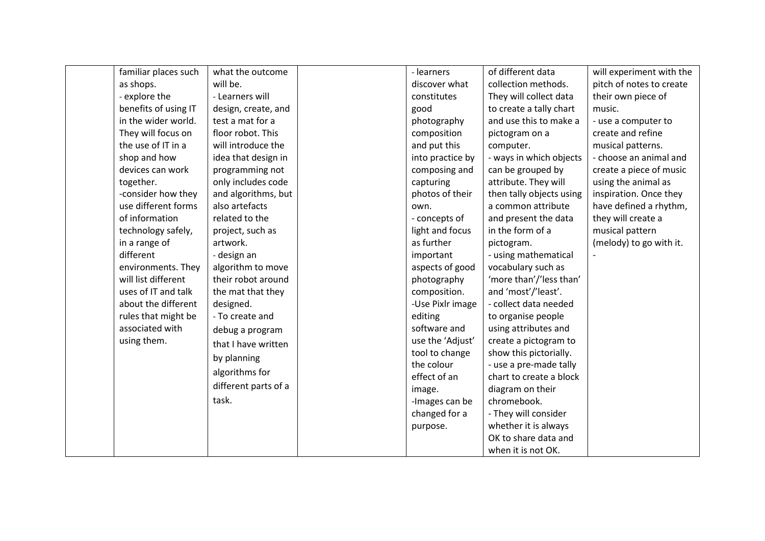| | | | | | | |
|---|---|---|---|---|---|---|
| | familiar places such as shops.<br>- explore the benefits of using IT in the wider world. They will focus on the use of IT in a shop and how devices can work together.<br>-consider how they use different forms of information technology safely, in a range of different environments. They will list different uses of IT and talk about the different rules that might be associated with using them. | what the outcome will be.<br>- Learners will design, create, and test a mat for a floor robot. This will introduce the idea that design in programming not only includes code and algorithms, but also artefacts related to the project, such as artwork.<br>- design an algorithm to move their robot around the mat that they designed.<br>- To create and debug a program that I have written by planning algorithms for different parts of a task. | | - learners discover what constitutes good photography composition and put this into practice by composing and capturing photos of their own.<br>- concepts of light and focus as further important aspects of good photography composition.<br>-Use Pixlr image editing software and use the 'Adjust' tool to change the colour effect of an image.<br>-Images can be changed for a purpose. | of different data collection methods. They will collect data to create a tally chart and use this to make a pictogram on a computer.<br>- ways in which objects can be grouped by attribute. They will then tally objects using a common attribute and present the data in the form of a pictogram.<br>- using mathematical vocabulary such as 'more than'/'less than' and 'most'/'least'.<br>- collect data needed to organise people using attributes and create a pictogram to show this pictorially.<br>- use a pre-made tally chart to create a block diagram on their chromebook.<br>- They will consider whether it is always OK to share data and when it is not OK. | will experiment with the pitch of notes to create their own piece of music.<br>- use a computer to create and refine musical patterns.<br>- choose an animal and create a piece of music using the animal as inspiration. Once they have defined a rhythm, they will create a musical pattern (melody) to go with it.<br>- |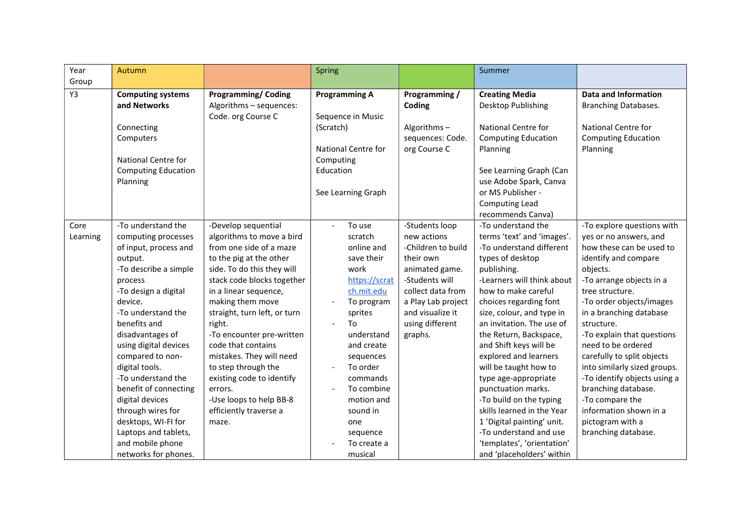| Year Group | Autumn | | Spring | | Summer | |
|---|---|---|---|---|---|---|
| Y3 | **Computing systems and Networks**<br><br>Connecting Computers<br><br>National Centre for Computing Education Planning | **Programming/ Coding**<br>Algorithms – sequences: Code. org Course C | **Programming A**<br><br>Sequence in Music (Scratch)<br><br>National Centre for Computing Education<br><br>See Learning Graph | **Programming / Coding**<br><br>Algorithms – sequences: Code. org Course C | **Creating Media**<br>Desktop Publishing<br><br>National Centre for Computing Education Planning<br><br>See Learning Graph (Can use Adobe Spark, Canva or MS Publisher - Computing Lead recommends Canva) | **Data and Information**<br>Branching Databases.<br><br>National Centre for Computing Education Planning |
| Core Learning | -To understand the computing processes of input, process and output.<br>-To describe a simple process<br>-To design a digital device.<br>-To understand the benefits and disadvantages of using digital devices compared to non-digital tools.<br>-To understand the benefit of connecting digital devices through wires for desktops, WI-FI for Laptops and tablets, and mobile phone networks for phones. | -Develop sequential algorithms to move a bird from one side of a maze to the pig at the other side. To do this they will stack code blocks together in a linear sequence, making them move straight, turn left, or turn right.<br>-To encounter pre-written code that contains mistakes. They will need to step through the existing code to identify errors.<br>-Use loops to help BB-8 efficiently traverse a maze. | - To use scratch online and save their work https://scratch.mit.edu<br>- To program sprites<br>- To understand and create sequences<br>- To order commands<br>- To combine motion and sound in one sequence<br>- To create a musical | -Students loop new actions<br>-Children to build their own animated game.<br>-Students will collect data from a Play Lab project and visualize it using different graphs. | -To understand the terms 'text' and 'images'.<br>-To understand different types of desktop publishing.<br>-Learners will think about how to make careful choices regarding font size, colour, and type in an invitation. The use of the Return, Backspace, and Shift keys will be explored and learners will be taught how to type age-appropriate punctuation marks.<br>-To build on the typing skills learned in the Year 1 'Digital painting' unit.<br>-To understand and use 'templates', 'orientation' and 'placeholders' within | -To explore questions with yes or no answers, and how these can be used to identify and compare objects.<br>-To arrange objects in a tree structure.<br>-To order objects/images in a branching database structure.<br>-To explain that questions need to be ordered carefully to split objects into similarly sized groups.<br>-To identify objects using a branching database.<br>-To compare the information shown in a pictogram with a branching database. |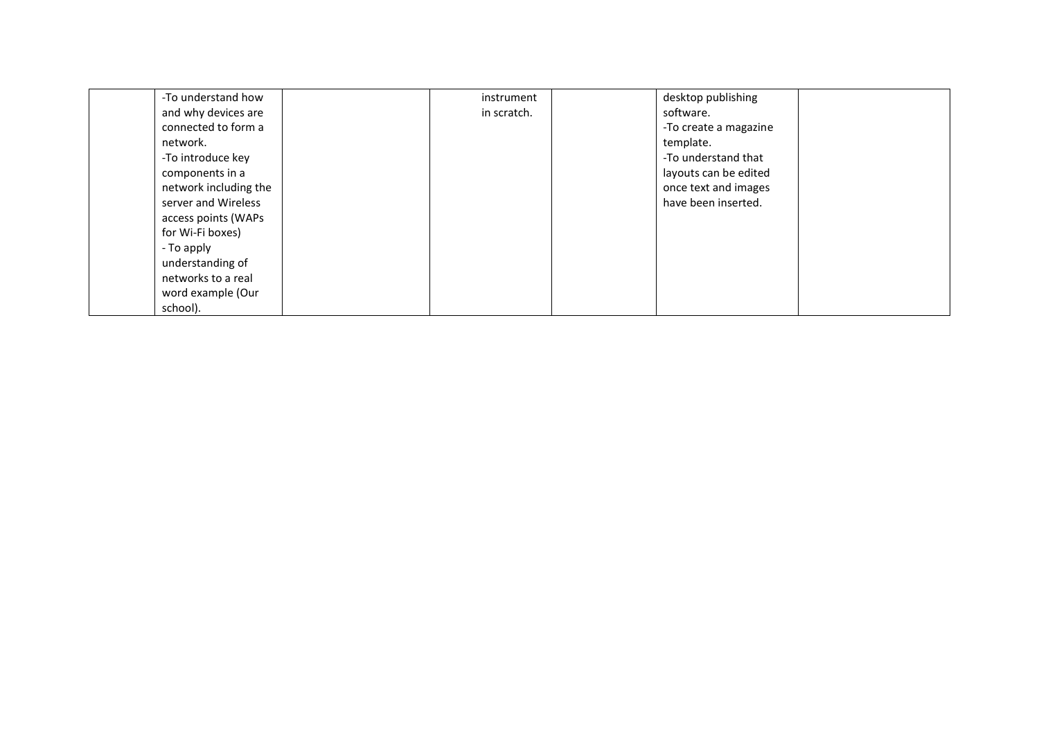| | | | | | | |
|---|---|---|---|---|---|---|
| | -To understand how and why devices are connected to form a network.<br>-To introduce key components in a network including the server and Wireless access points (WAPs for Wi-Fi boxes)<br>- To apply understanding of networks to a real word example (Our school). | | instrument in scratch. | | desktop publishing software.<br>-To create a magazine template.<br>-To understand that layouts can be edited once text and images have been inserted. | |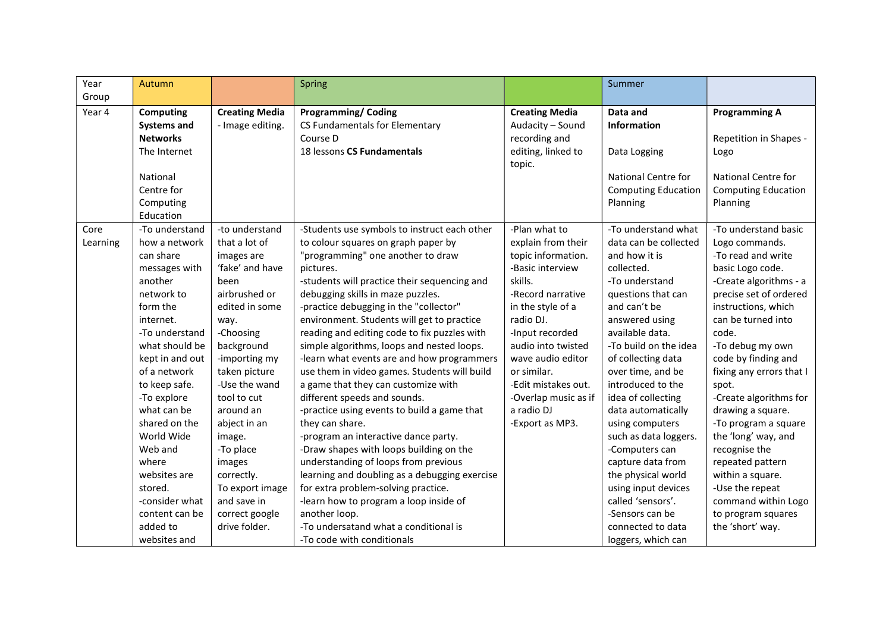| Year Group | Autumn | | Spring | | Summer | |
|---|---|---|---|---|---|---|
| Year 4 | **Computing Systems and Networks** The Internet<br><br>National Centre for Computing Education | **Creating Media** - Image editing. | **Programming/ Coding** CS Fundamentals for Elementary Course D 18 lessons **CS Fundamentals** | **Creating Media** Audacity – Sound recording and editing, linked to topic. | **Data and Information**<br><br>Data Logging<br><br>National Centre for Computing Education Planning | **Programming A**<br><br>Repetition in Shapes - Logo<br><br>National Centre for Computing Education Planning |
| Core Learning | -To understand how a network can share messages with another network to form the internet.<br>-To understand what should be kept in and out of a network to keep safe.<br>-To explore what can be shared on the World Wide Web and where websites are stored.<br>-consider what content can be added to websites and | -to understand that a lot of images are 'fake' and have been airbrushed or edited in some way.<br>-Choosing background<br>-importing my taken picture<br>-Use the wand tool to cut around an abject in an image.<br>-To place images correctly.<br>To export image and save in correct google drive folder. | -Students use symbols to instruct each other to colour squares on graph paper by "programming" one another to draw pictures.<br>-students will practice their sequencing and debugging skills in maze puzzles.<br>-practice debugging in the "collector" environment. Students will get to practice reading and editing code to fix puzzles with simple algorithms, loops and nested loops.<br>-learn what events are and how programmers use them in video games. Students will build a game that they can customize with different speeds and sounds.<br>-practice using events to build a game that they can share.<br>-program an interactive dance party.<br>-Draw shapes with loops building on the understanding of loops from previous learning and doubling as a debugging exercise for extra problem-solving practice.<br>-learn how to program a loop inside of another loop.<br>-To undersatand what a conditional is<br>-To code with conditionals | -Plan what to explain from their topic information.<br>-Basic interview skills.<br>-Record narrative in the style of a radio DJ.<br>-Input recorded audio into twisted wave audio editor or similar.<br>-Edit mistakes out.<br>-Overlap music as if a radio DJ<br>-Export as MP3. | -To understand what data can be collected and how it is collected.<br>-To understand questions that can and can't be answered using available data.<br>-To build on the idea of collecting data over time, and be introduced to the idea of collecting data automatically using computers such as data loggers.<br>-Computers can capture data from the physical world using input devices called 'sensors'.<br>-Sensors can be connected to data loggers, which can | -To understand basic Logo commands.<br>-To read and write basic Logo code.<br>-Create algorithms - a precise set of ordered instructions, which can be turned into code.<br>-To debug my own code by finding and fixing any errors that I spot.<br>-Create algorithms for drawing a square.<br>-To program a square the 'long' way, and recognise the repeated pattern within a square.<br>-Use the repeat command within Logo to program squares the 'short' way. |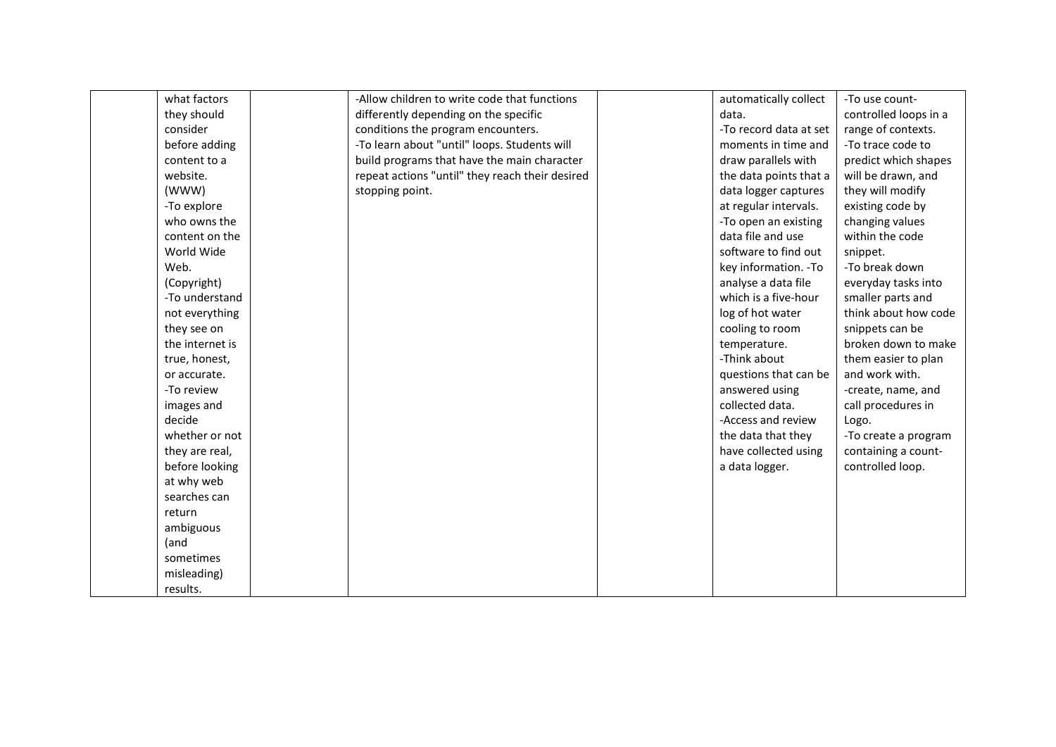| | | | | | | |
|---|---|---|---|---|---|---|
| | what factors they should consider before adding content to a website. (WWW)<br>-To explore who owns the content on the World Wide Web. (Copyright)<br>-To understand not everything they see on the internet is true, honest, or accurate.<br>-To review images and decide whether or not they are real, before looking at why web searches can return ambiguous (and sometimes misleading) results. | | -Allow children to write code that functions differently depending on the specific conditions the program encounters.<br>-To learn about "until" loops. Students will build programs that have the main character repeat actions "until" they reach their desired stopping point. | | automatically collect data.<br>-To record data at set moments in time and draw parallels with the data points that a data logger captures at regular intervals.<br>-To open an existing data file and use software to find out key information. -To analyse a data file which is a five-hour log of hot water cooling to room temperature.<br>-Think about questions that can be answered using collected data.<br>-Access and review the data that they have collected using a data logger. | -To use count-controlled loops in a range of contexts.<br>-To trace code to predict which shapes will be drawn, and they will modify existing code by changing values within the code snippet.<br>-To break down everyday tasks into smaller parts and think about how code snippets can be broken down to make them easier to plan and work with.<br>-create, name, and call procedures in Logo.<br>-To create a program containing a count-controlled loop. |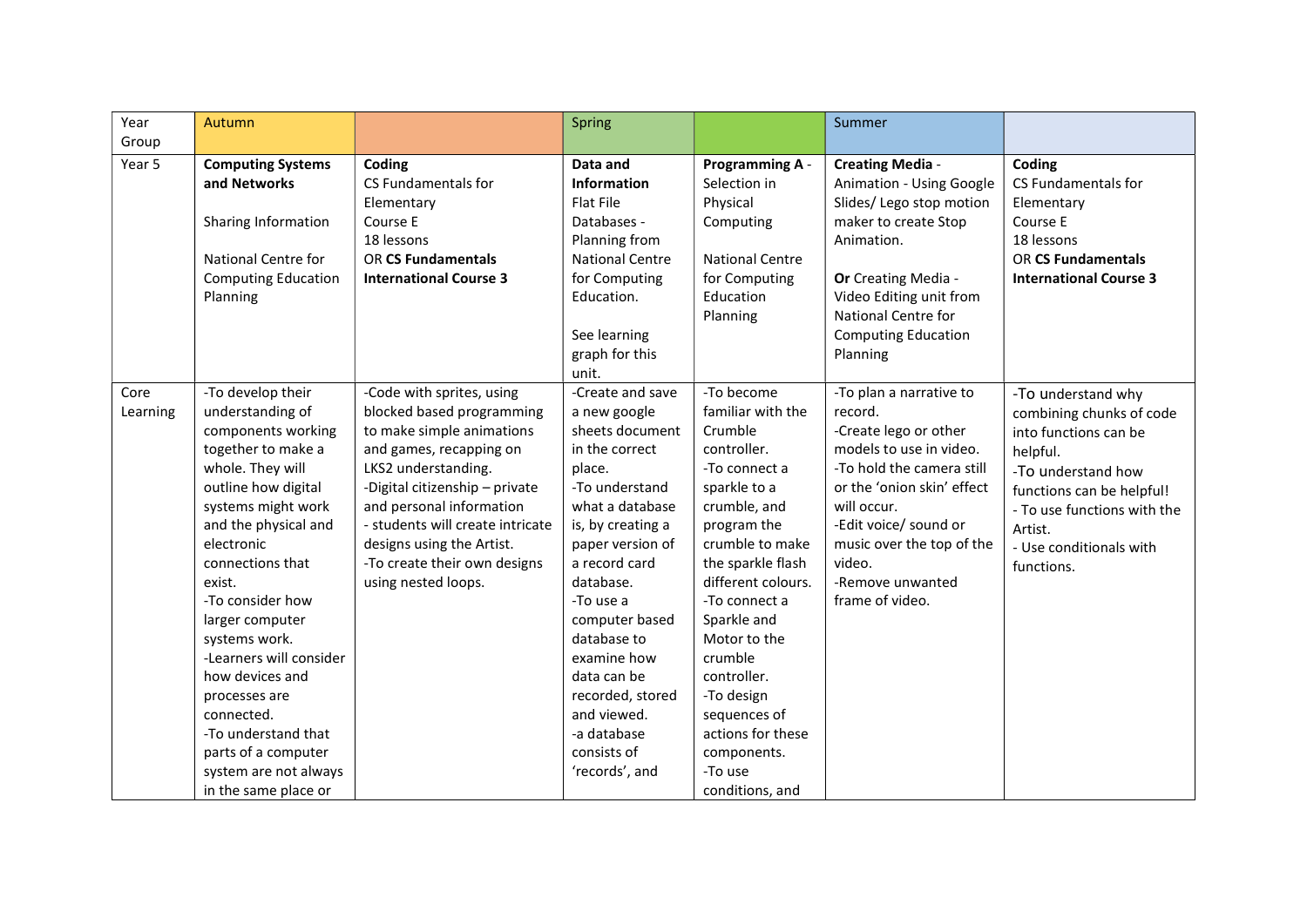| Year Group | Autumn | | Spring | | Summer | |
|---|---|---|---|---|---|---|
| Year 5 | **Computing Systems and Networks**<br><br>Sharing Information<br><br>National Centre for Computing Education Planning | **Coding**<br>CS Fundamentals for Elementary Course E<br>18 lessons<br>OR **CS Fundamentals International Course 3** | **Data and Information**<br>Flat File Databases - Planning from National Centre for Computing Education.<br><br>See learning graph for this unit. | **Programming A** - Selection in Physical Computing<br><br>National Centre for Computing Education Planning | **Creating Media** - Animation - Using Google Slides/ Lego stop motion maker to create Stop Animation.<br><br>**Or** Creating Media - Video Editing unit from National Centre for Computing Education Planning | **Coding**<br>CS Fundamentals for Elementary Course E<br>18 lessons<br>OR **CS Fundamentals International Course 3** |
| Core Learning | -To develop their understanding of components working together to make a whole. They will outline how digital systems might work and the physical and electronic connections that exist.<br>-To consider how larger computer systems work.<br>-Learners will consider how devices and processes are connected.<br>-To understand that parts of a computer system are not always in the same place or | -Code with sprites, using blocked based programming to make simple animations and games, recapping on LKS2 understanding.<br>-Digital citizenship – private and personal information<br>- students will create intricate designs using the Artist.<br>-To create their own designs using nested loops. | -Create and save a new google sheets document in the correct place.<br>-To understand what a database is, by creating a paper version of a record card database.<br>-To use a computer based database to examine how data can be recorded, stored and viewed.<br>-a database consists of 'records', and | -To become familiar with the Crumble controller.<br>-To connect a sparkle to a crumble, and program the crumble to make the sparkle flash different colours.<br>-To connect a Sparkle and Motor to the crumble controller.<br>-To design sequences of actions for these components.<br>-To use conditions, and | -To plan a narrative to record.<br>-Create lego or other models to use in video.<br>-To hold the camera still or the 'onion skin' effect will occur.<br>-Edit voice/ sound or music over the top of the video.<br>-Remove unwanted frame of video. | -To understand why combining chunks of code into functions can be helpful.<br>-To understand how functions can be helpful!<br>- To use functions with the Artist.<br>- Use conditionals with functions. |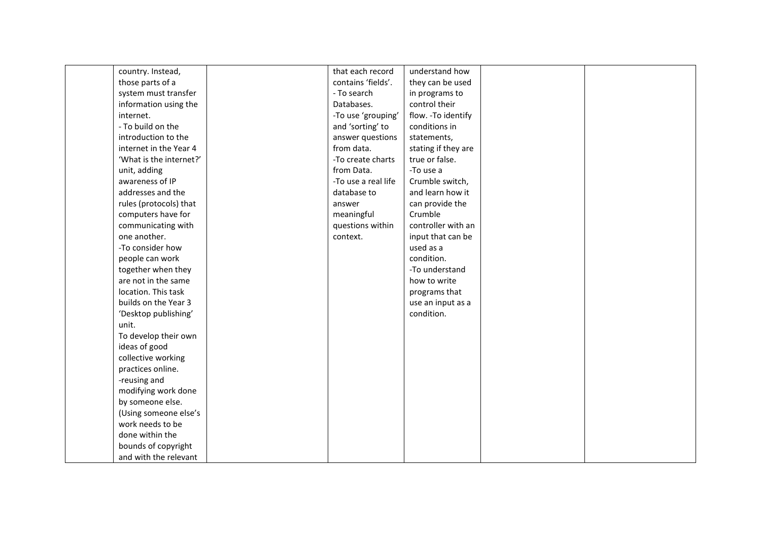| | | | | | | |
|---|---|---|---|---|---|---|
| | country. Instead, those parts of a system must transfer information using the internet.<br>- To build on the introduction to the internet in the Year 4 'What is the internet?' unit, adding awareness of IP addresses and the rules (protocols) that computers have for communicating with one another.<br>-To consider how people can work together when they are not in the same location. This task builds on the Year 3 'Desktop publishing' unit.<br>To develop their own ideas of good collective working practices online.<br>-reusing and modifying work done by someone else. (Using someone else's work needs to be done within the bounds of copyright and with the relevant | | that each record contains 'fields'.<br>- To search Databases.<br>-To use 'grouping' and 'sorting' to answer questions from data.<br>-To create charts from Data.<br>-To use a real life database to answer meaningful questions within context. | understand how they can be used in programs to control their flow. -To identify conditions in statements, stating if they are true or false.<br>-To use a Crumble switch, and learn how it can provide the Crumble controller with an input that can be used as a condition.<br>-To understand how to write programs that use an input as a condition. | | |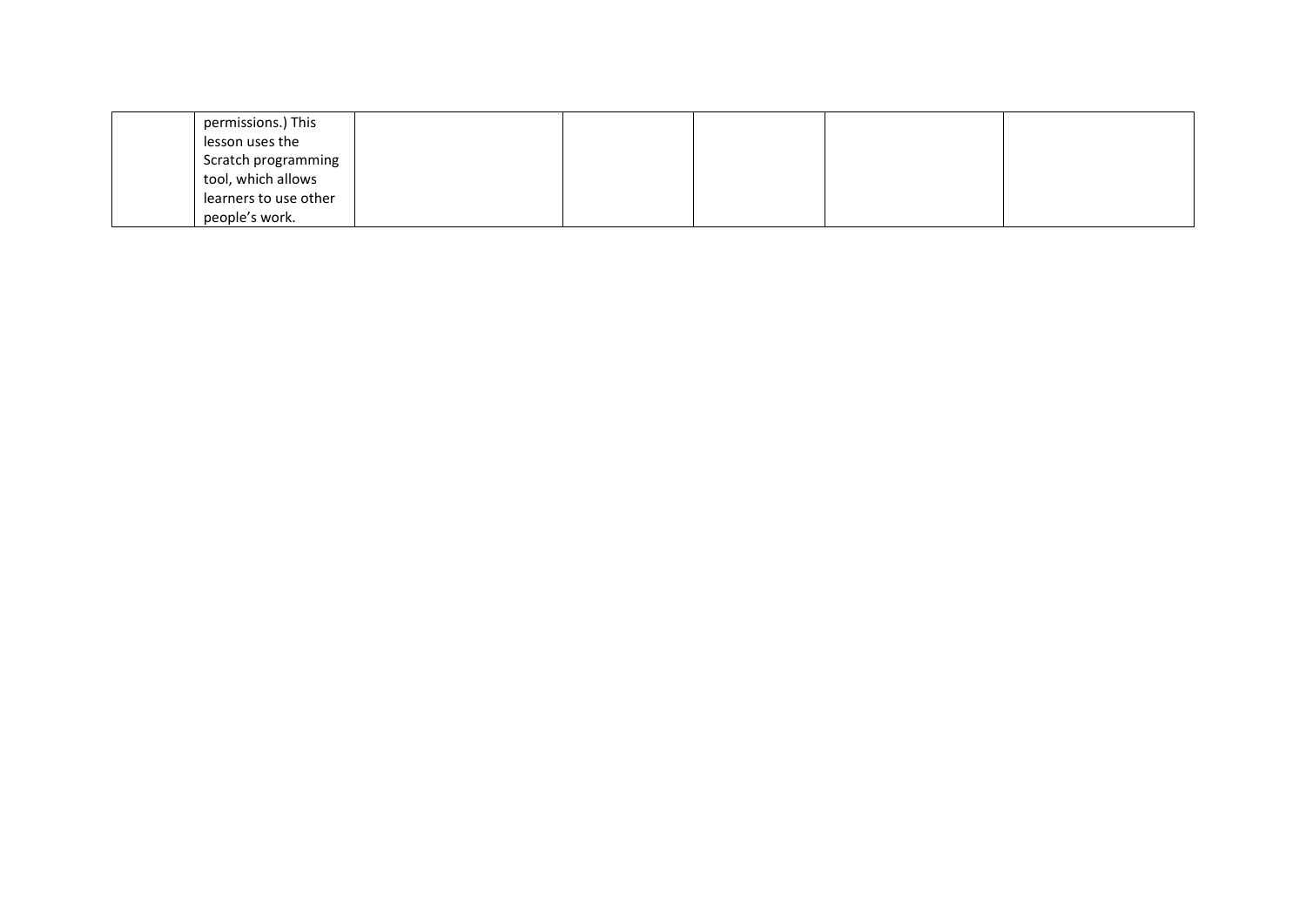| | | | | | | |
|---|---|---|---|---|---|---|
| | permissions.) This lesson uses the Scratch programming tool, which allows learners to use other people's work. | | | | | |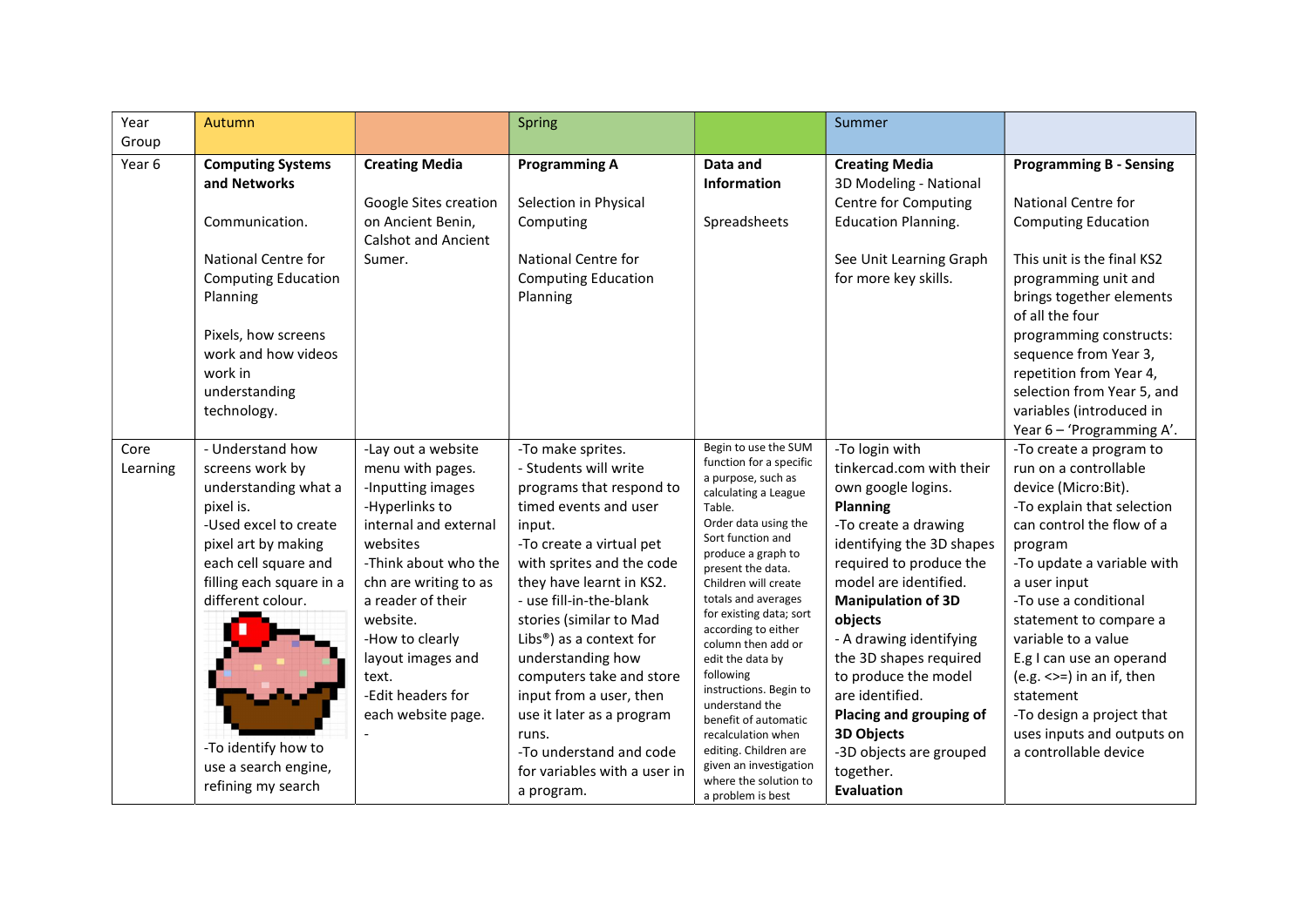| Year Group | Autumn | | Spring | | Summer | |
|---|---|---|---|---|---|---|
| Year 6 | **Computing Systems and Networks**<br><br>Communication.<br><br>National Centre for Computing Education Planning<br><br>Pixels, how screens work and how videos work in understanding technology. | **Creating Media**<br><br>Google Sites creation on Ancient Benin, Calshot and Ancient Sumer. | **Programming A**<br><br>Selection in Physical Computing<br><br>National Centre for Computing Education Planning | **Data and Information**<br><br>Spreadsheets | **Creating Media**<br>3D Modeling - National Centre for Computing Education Planning.<br><br>See Unit Learning Graph for more key skills. | **Programming B - Sensing**<br><br>National Centre for Computing Education<br><br>This unit is the final KS2 programming unit and brings together elements of all the four programming constructs: sequence from Year 3, repetition from Year 4, selection from Year 5, and variables (introduced in Year 6 – 'Programming A'. |
| Core Learning | - Understand how screens work by understanding what a pixel is.<br>-Used excel to create pixel art by making each cell square and filling each square in a different colour.<br><br>-To identify how to use a search engine, refining my search | -Lay out a website menu with pages.<br>-Inputting images<br>-Hyperlinks to internal and external websites<br>-Think about who the chn are writing to as a reader of their website.<br>-How to clearly layout images and text.<br>-Edit headers for each website page.<br>- | -To make sprites.<br>- Students will write programs that respond to timed events and user input.<br>-To create a virtual pet with sprites and the code they have learnt in KS2.<br>- use fill-in-the-blank stories (similar to Mad Libs®) as a context for understanding how computers take and store input from a user, then use it later as a program runs.<br>-To understand and code for variables with a user in a program. | Begin to use the SUM function for a specific a purpose, such as calculating a League Table.<br>Order data using the Sort function and produce a graph to present the data.<br>Children will create totals and averages for existing data; sort according to either column then add or edit the data by following instructions. Begin to understand the benefit of automatic recalculation when editing. Children are given an investigation where the solution to a problem is best | -To login with tinkercad.com with their own google logins.<br>**Planning**<br>-To create a drawing identifying the 3D shapes required to produce the model are identified.<br>**Manipulation of 3D objects**<br>- A drawing identifying the 3D shapes required to produce the model are identified.<br>**Placing and grouping of 3D Objects**<br>-3D objects are grouped together.<br>**Evaluation** | -To create a program to run on a controllable device (Micro:Bit).<br>-To explain that selection can control the flow of a program<br>-To update a variable with a user input<br>-To use a conditional statement to compare a variable to a value<br>E.g I can use an operand (e.g. <>=) in an if, then statement<br>-To design a project that uses inputs and outputs on a controllable device |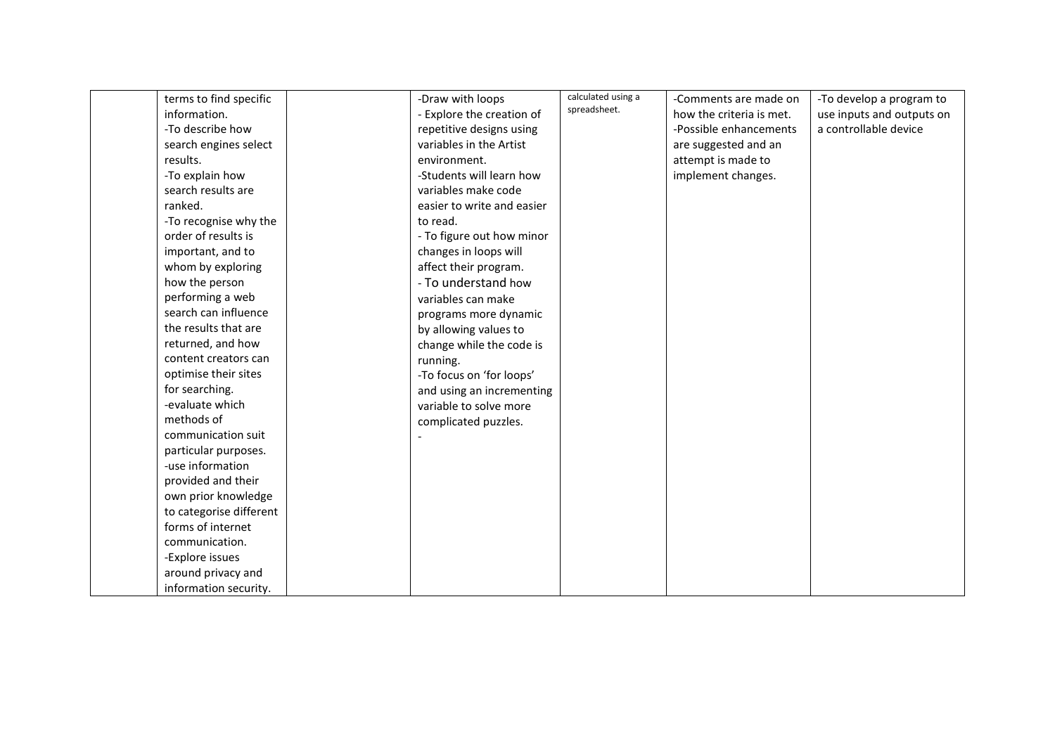| | | | | | | |
|---|---|---|---|---|---|---|
| | terms to find specific information.<br>-To describe how search engines select results.<br>-To explain how search results are ranked.<br>-To recognise why the order of results is important, and to whom by exploring how the person performing a web search can influence the results that are returned, and how content creators can optimise their sites for searching.<br>-evaluate which methods of communication suit particular purposes.<br>-use information provided and their own prior knowledge to categorise different forms of internet communication.<br>-Explore issues around privacy and information security. | | -Draw with loops<br>- Explore the creation of repetitive designs using variables in the Artist environment.<br>-Students will learn how variables make code easier to write and easier to read.<br>- To figure out how minor changes in loops will affect their program.<br>- To understand how variables can make programs more dynamic by allowing values to change while the code is running.<br>-To focus on 'for loops' and using an incrementing variable to solve more complicated puzzles.<br>- | calculated using a spreadsheet. | -Comments are made on how the criteria is met.<br>-Possible enhancements are suggested and an attempt is made to implement changes. | -To develop a program to use inputs and outputs on a controllable device |